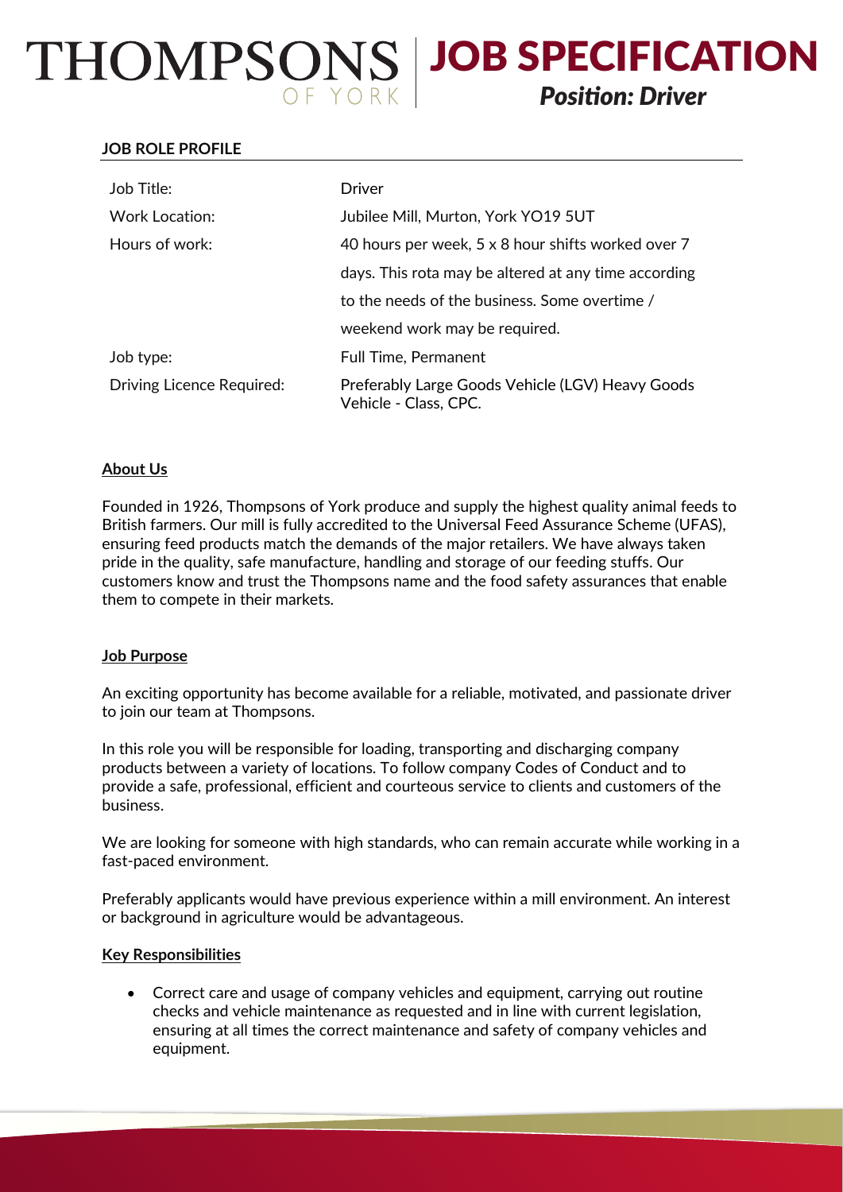# THOMPSONS OF YORK | JOB SPECIFICATION

## *Position: Driver*

**JOB ROLE PROFILE**

| | |
|---|---|
| Job Title: | Driver |
| Work Location: | Jubilee Mill, Murton, York YO19 5UT |
| Hours of work: | 40 hours per week, 5 x 8 hour shifts worked over 7 days. This rota may be altered at any time according to the needs of the business. Some overtime / weekend work may be required. |
| Job type: | Full Time, Permanent |
| Driving Licence Required: | Preferably Large Goods Vehicle (LGV) Heavy Goods Vehicle - Class, CPC. |

**About Us**

Founded in 1926, Thompsons of York produce and supply the highest quality animal feeds to British farmers. Our mill is fully accredited to the Universal Feed Assurance Scheme (UFAS), ensuring feed products match the demands of the major retailers. We have always taken pride in the quality, safe manufacture, handling and storage of our feeding stuffs. Our customers know and trust the Thompsons name and the food safety assurances that enable them to compete in their markets.

**Job Purpose**

An exciting opportunity has become available for a reliable, motivated, and passionate driver to join our team at Thompsons.

In this role you will be responsible for loading, transporting and discharging company products between a variety of locations. To follow company Codes of Conduct and to provide a safe, professional, efficient and courteous service to clients and customers of the business.

We are looking for someone with high standards, who can remain accurate while working in a fast-paced environment.

Preferably applicants would have previous experience within a mill environment. An interest or background in agriculture would be advantageous.

**Key Responsibilities**

- Correct care and usage of company vehicles and equipment, carrying out routine checks and vehicle maintenance as requested and in line with current legislation, ensuring at all times the correct maintenance and safety of company vehicles and equipment.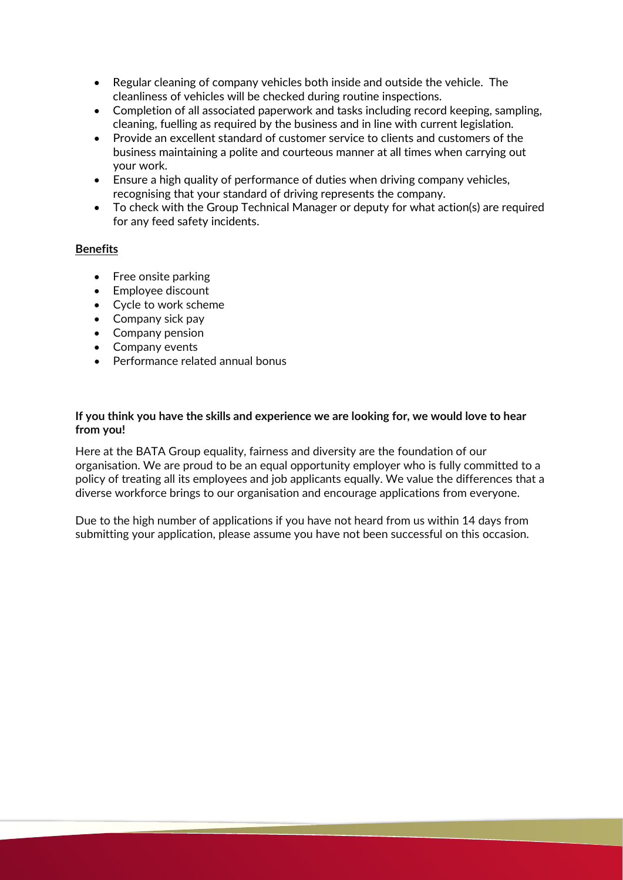- Regular cleaning of company vehicles both inside and outside the vehicle. The cleanliness of vehicles will be checked during routine inspections.
- Completion of all associated paperwork and tasks including record keeping, sampling, cleaning, fuelling as required by the business and in line with current legislation.
- Provide an excellent standard of customer service to clients and customers of the business maintaining a polite and courteous manner at all times when carrying out your work.
- Ensure a high quality of performance of duties when driving company vehicles, recognising that your standard of driving represents the company.
- To check with the Group Technical Manager or deputy for what action(s) are required for any feed safety incidents.

**Benefits**

- Free onsite parking
- Employee discount
- Cycle to work scheme
- Company sick pay
- Company pension
- Company events
- Performance related annual bonus

**If you think you have the skills and experience we are looking for, we would love to hear from you!**

Here at the BATA Group equality, fairness and diversity are the foundation of our organisation. We are proud to be an equal opportunity employer who is fully committed to a policy of treating all its employees and job applicants equally. We value the differences that a diverse workforce brings to our organisation and encourage applications from everyone.

Due to the high number of applications if you have not heard from us within 14 days from submitting your application, please assume you have not been successful on this occasion.